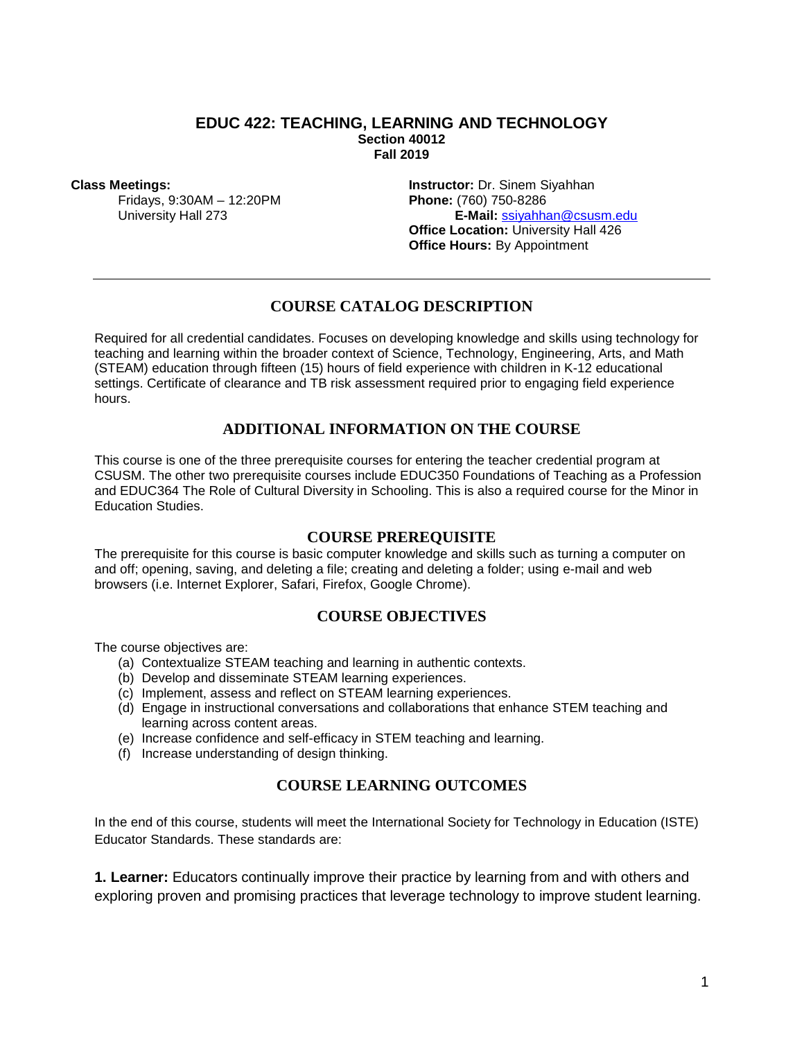# EDUC 422: TEACHING, LEARNING AND TECHNOLOGY

**Section 40012**
**Fall 2019**

**Class Meetings:**
Fridays, 9:30AM – 12:20PM
University Hall 273

**Instructor:** Dr. Sinem Siyahhan
**Phone:** (760) 750-8286
**E-Mail:** ssiyahhan@csusm.edu
**Office Location:** University Hall 426
**Office Hours:** By Appointment

---

## COURSE CATALOG DESCRIPTION

Required for all credential candidates. Focuses on developing knowledge and skills using technology for teaching and learning within the broader context of Science, Technology, Engineering, Arts, and Math (STEAM) education through fifteen (15) hours of field experience with children in K-12 educational settings. Certificate of clearance and TB risk assessment required prior to engaging field experience hours.

## ADDITIONAL INFORMATION ON THE COURSE

This course is one of the three prerequisite courses for entering the teacher credential program at CSUSM. The other two prerequisite courses include EDUC350 Foundations of Teaching as a Profession and EDUC364 The Role of Cultural Diversity in Schooling. This is also a required course for the Minor in Education Studies.

## COURSE PREREQUISITE

The prerequisite for this course is basic computer knowledge and skills such as turning a computer on and off; opening, saving, and deleting a file; creating and deleting a folder; using e-mail and web browsers (i.e. Internet Explorer, Safari, Firefox, Google Chrome).

## COURSE OBJECTIVES

The course objectives are:

(a) Contextualize STEAM teaching and learning in authentic contexts.
(b) Develop and disseminate STEAM learning experiences.
(c) Implement, assess and reflect on STEAM learning experiences.
(d) Engage in instructional conversations and collaborations that enhance STEM teaching and learning across content areas.
(e) Increase confidence and self-efficacy in STEM teaching and learning.
(f) Increase understanding of design thinking.

## COURSE LEARNING OUTCOMES

In the end of this course, students will meet the International Society for Technology in Education (ISTE) Educator Standards. These standards are:

**1. Learner:** Educators continually improve their practice by learning from and with others and exploring proven and promising practices that leverage technology to improve student learning.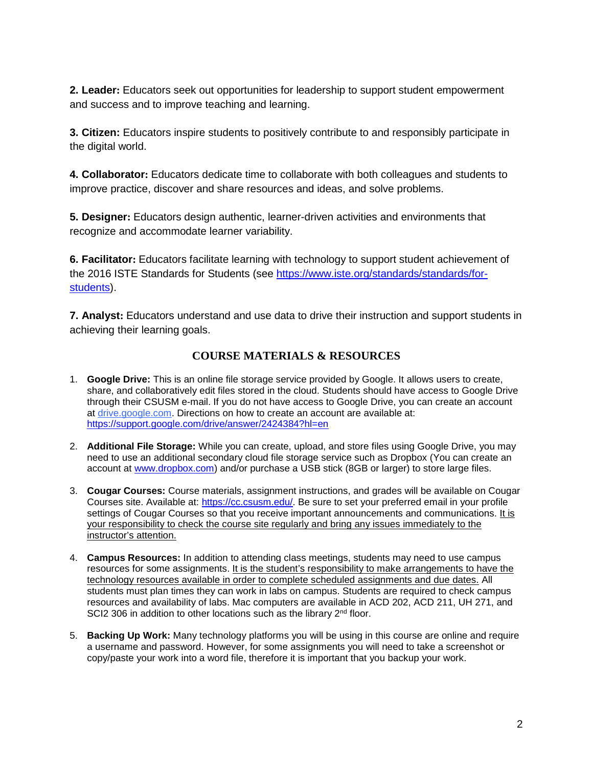**2. Leader:** Educators seek out opportunities for leadership to support student empowerment and success and to improve teaching and learning.

**3. Citizen:** Educators inspire students to positively contribute to and responsibly participate in the digital world.

**4. Collaborator:** Educators dedicate time to collaborate with both colleagues and students to improve practice, discover and share resources and ideas, and solve problems.

**5. Designer:** Educators design authentic, learner-driven activities and environments that recognize and accommodate learner variability.

**6. Facilitator:** Educators facilitate learning with technology to support student achievement of the 2016 ISTE Standards for Students (see https://www.iste.org/standards/standards/for-students).

**7. Analyst:** Educators understand and use data to drive their instruction and support students in achieving their learning goals.

## COURSE MATERIALS & RESOURCES

1. **Google Drive:** This is an online file storage service provided by Google. It allows users to create, share, and collaboratively edit files stored in the cloud. Students should have access to Google Drive through their CSUSM e-mail. If you do not have access to Google Drive, you can create an account at drive.google.com. Directions on how to create an account are available at: https://support.google.com/drive/answer/2424384?hl=en

2. **Additional File Storage:** While you can create, upload, and store files using Google Drive, you may need to use an additional secondary cloud file storage service such as Dropbox (You can create an account at www.dropbox.com) and/or purchase a USB stick (8GB or larger) to store large files.

3. **Cougar Courses:** Course materials, assignment instructions, and grades will be available on Cougar Courses site. Available at: https://cc.csusm.edu/. Be sure to set your preferred email in your profile settings of Cougar Courses so that you receive important announcements and communications. It is your responsibility to check the course site regularly and bring any issues immediately to the instructor's attention.

4. **Campus Resources:** In addition to attending class meetings, students may need to use campus resources for some assignments. It is the student's responsibility to make arrangements to have the technology resources available in order to complete scheduled assignments and due dates. All students must plan times they can work in labs on campus. Students are required to check campus resources and availability of labs. Mac computers are available in ACD 202, ACD 211, UH 271, and SCI2 306 in addition to other locations such as the library 2nd floor.

5. **Backing Up Work:** Many technology platforms you will be using in this course are online and require a username and password. However, for some assignments you will need to take a screenshot or copy/paste your work into a word file, therefore it is important that you backup your work.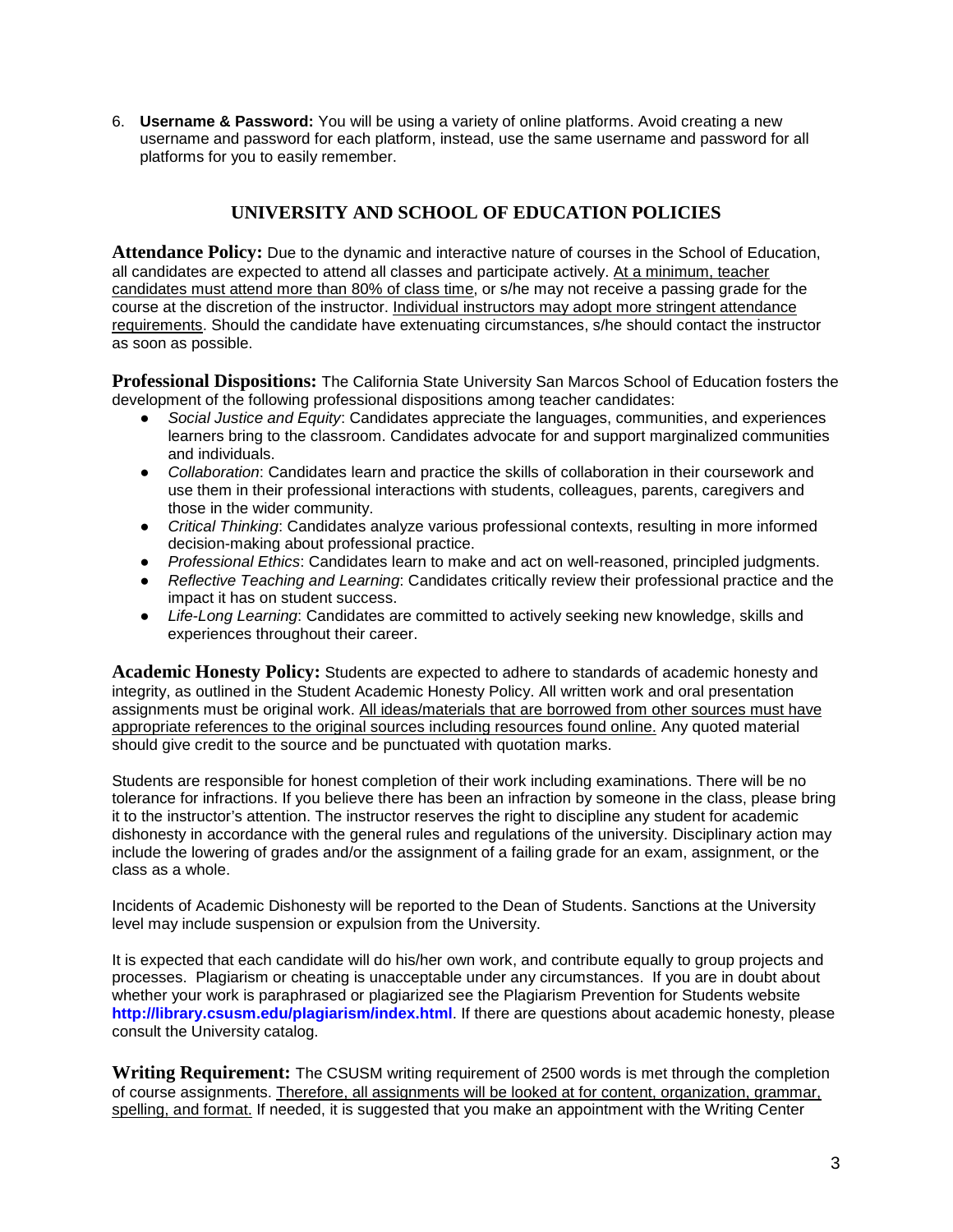6. **Username & Password:** You will be using a variety of online platforms. Avoid creating a new username and password for each platform, instead, use the same username and password for all platforms for you to easily remember.

## UNIVERSITY AND SCHOOL OF EDUCATION POLICIES

**Attendance Policy:** Due to the dynamic and interactive nature of courses in the School of Education, all candidates are expected to attend all classes and participate actively. At a minimum, teacher candidates must attend more than 80% of class time, or s/he may not receive a passing grade for the course at the discretion of the instructor. Individual instructors may adopt more stringent attendance requirements. Should the candidate have extenuating circumstances, s/he should contact the instructor as soon as possible.

**Professional Dispositions:** The California State University San Marcos School of Education fosters the development of the following professional dispositions among teacher candidates:

- *Social Justice and Equity*: Candidates appreciate the languages, communities, and experiences learners bring to the classroom. Candidates advocate for and support marginalized communities and individuals.
- *Collaboration*: Candidates learn and practice the skills of collaboration in their coursework and use them in their professional interactions with students, colleagues, parents, caregivers and those in the wider community.
- *Critical Thinking*: Candidates analyze various professional contexts, resulting in more informed decision-making about professional practice.
- *Professional Ethics*: Candidates learn to make and act on well-reasoned, principled judgments.
- *Reflective Teaching and Learning*: Candidates critically review their professional practice and the impact it has on student success.
- *Life-Long Learning*: Candidates are committed to actively seeking new knowledge, skills and experiences throughout their career.

**Academic Honesty Policy:** Students are expected to adhere to standards of academic honesty and integrity, as outlined in the Student Academic Honesty Policy. All written work and oral presentation assignments must be original work. All ideas/materials that are borrowed from other sources must have appropriate references to the original sources including resources found online. Any quoted material should give credit to the source and be punctuated with quotation marks.

Students are responsible for honest completion of their work including examinations. There will be no tolerance for infractions. If you believe there has been an infraction by someone in the class, please bring it to the instructor's attention. The instructor reserves the right to discipline any student for academic dishonesty in accordance with the general rules and regulations of the university. Disciplinary action may include the lowering of grades and/or the assignment of a failing grade for an exam, assignment, or the class as a whole.

Incidents of Academic Dishonesty will be reported to the Dean of Students. Sanctions at the University level may include suspension or expulsion from the University.

It is expected that each candidate will do his/her own work, and contribute equally to group projects and processes. Plagiarism or cheating is unacceptable under any circumstances. If you are in doubt about whether your work is paraphrased or plagiarized see the Plagiarism Prevention for Students website **http://library.csusm.edu/plagiarism/index.html**. If there are questions about academic honesty, please consult the University catalog.

**Writing Requirement:** The CSUSM writing requirement of 2500 words is met through the completion of course assignments. Therefore, all assignments will be looked at for content, organization, grammar, spelling, and format. If needed, it is suggested that you make an appointment with the Writing Center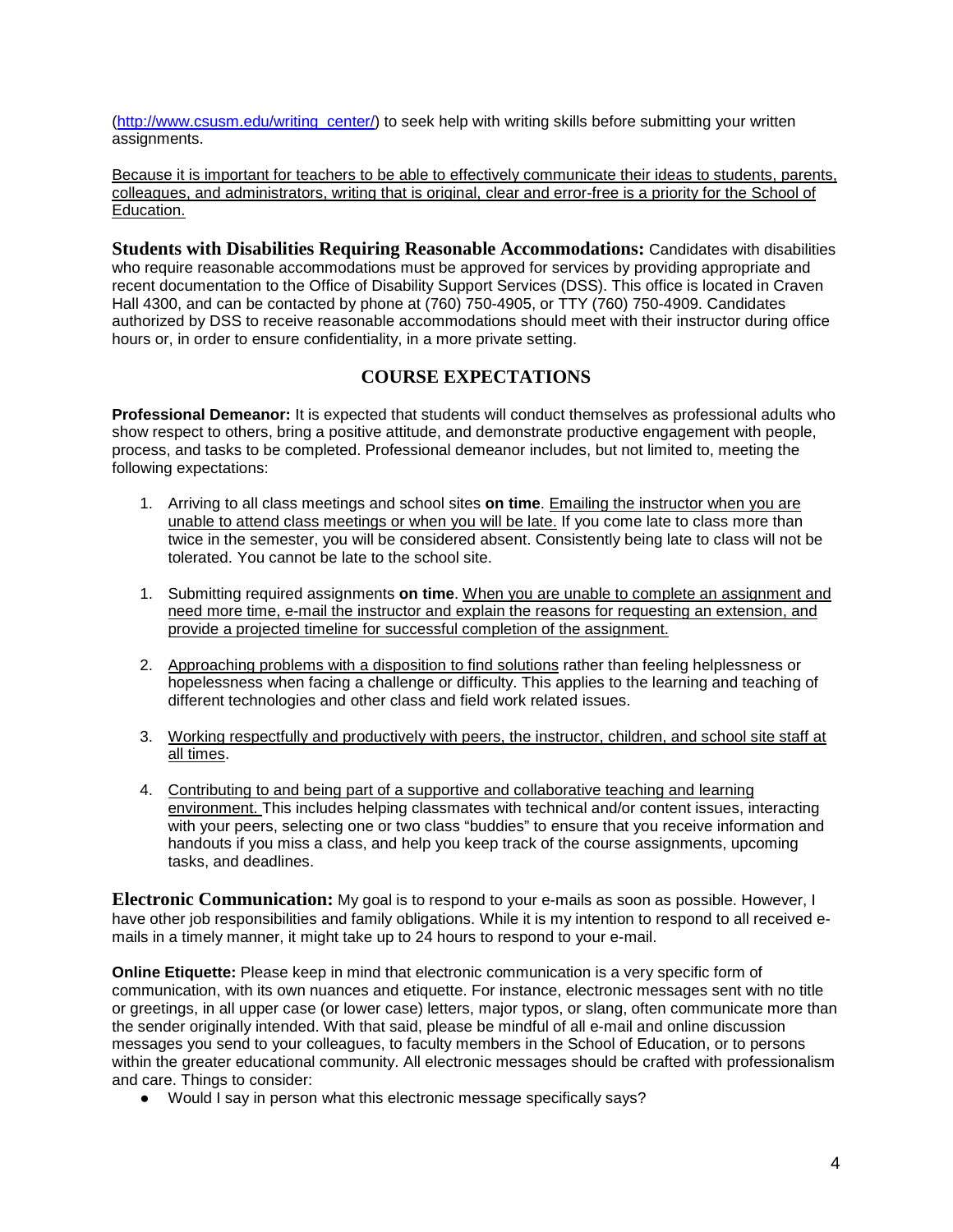(http://www.csusm.edu/writing_center/) to seek help with writing skills before submitting your written assignments.

<u>Because it is important for teachers to be able to effectively communicate their ideas to students, parents, colleagues, and administrators, writing that is original, clear and error-free is a priority for the School of Education.</u>

**Students with Disabilities Requiring Reasonable Accommodations:** Candidates with disabilities who require reasonable accommodations must be approved for services by providing appropriate and recent documentation to the Office of Disability Support Services (DSS). This office is located in Craven Hall 4300, and can be contacted by phone at (760) 750-4905, or TTY (760) 750-4909. Candidates authorized by DSS to receive reasonable accommodations should meet with their instructor during office hours or, in order to ensure confidentiality, in a more private setting.

## COURSE EXPECTATIONS

**Professional Demeanor:** It is expected that students will conduct themselves as professional adults who show respect to others, bring a positive attitude, and demonstrate productive engagement with people, process, and tasks to be completed. Professional demeanor includes, but not limited to, meeting the following expectations:

1. Arriving to all class meetings and school sites **on time**. <u>Emailing the instructor when you are unable to attend class meetings or when you will be late.</u> If you come late to class more than twice in the semester, you will be considered absent. Consistently being late to class will not be tolerated. You cannot be late to the school site.

1. Submitting required assignments **on time**. <u>When you are unable to complete an assignment and need more time, e-mail the instructor and explain the reasons for requesting an extension, and provide a projected timeline for successful completion of the assignment.</u>

2. <u>Approaching problems with a disposition to find solutions</u> rather than feeling helplessness or hopelessness when facing a challenge or difficulty. This applies to the learning and teaching of different technologies and other class and field work related issues.

3. <u>Working respectfully and productively with peers, the instructor, children, and school site staff at all times</u>.

4. <u>Contributing to and being part of a supportive and collaborative teaching and learning environment.</u> This includes helping classmates with technical and/or content issues, interacting with your peers, selecting one or two class "buddies" to ensure that you receive information and handouts if you miss a class, and help you keep track of the course assignments, upcoming tasks, and deadlines.

**Electronic Communication:** My goal is to respond to your e-mails as soon as possible. However, I have other job responsibilities and family obligations. While it is my intention to respond to all received e-mails in a timely manner, it might take up to 24 hours to respond to your e-mail.

**Online Etiquette:** Please keep in mind that electronic communication is a very specific form of communication, with its own nuances and etiquette. For instance, electronic messages sent with no title or greetings, in all upper case (or lower case) letters, major typos, or slang, often communicate more than the sender originally intended. With that said, please be mindful of all e-mail and online discussion messages you send to your colleagues, to faculty members in the School of Education, or to persons within the greater educational community. All electronic messages should be crafted with professionalism and care. Things to consider:

- Would I say in person what this electronic message specifically says?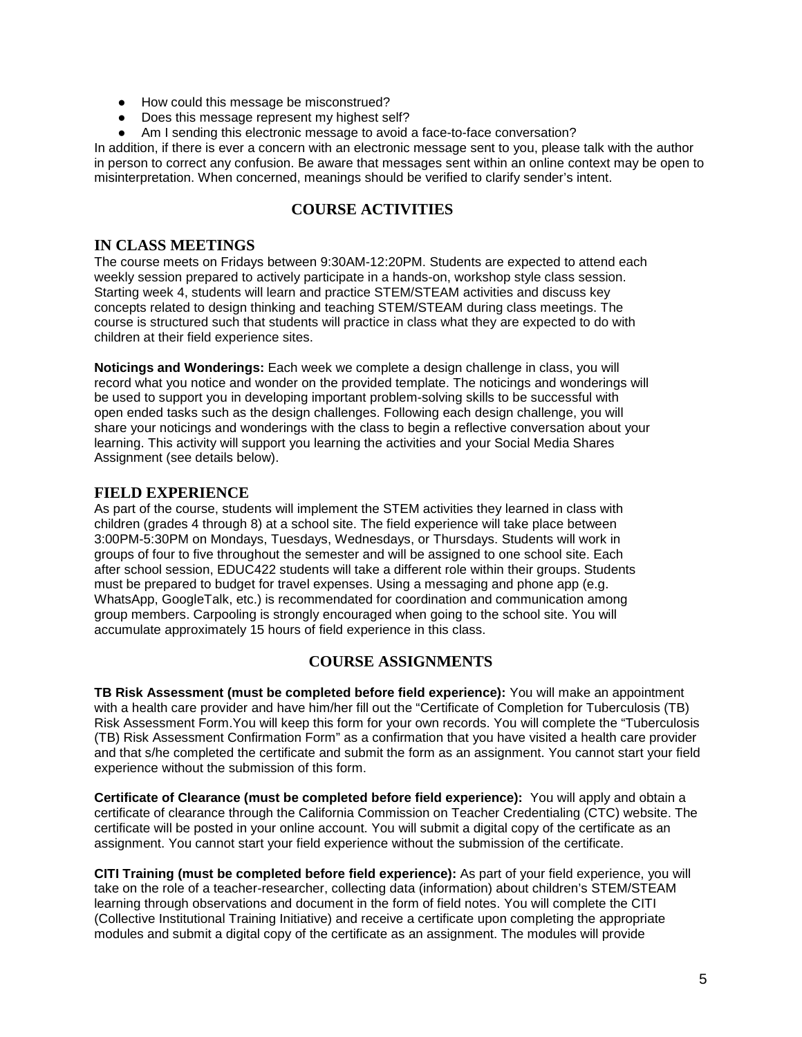- How could this message be misconstrued?
- Does this message represent my highest self?
- Am I sending this electronic message to avoid a face-to-face conversation?

In addition, if there is ever a concern with an electronic message sent to you, please talk with the author in person to correct any confusion. Be aware that messages sent within an online context may be open to misinterpretation. When concerned, meanings should be verified to clarify sender's intent.

## COURSE ACTIVITIES

### IN CLASS MEETINGS

The course meets on Fridays between 9:30AM-12:20PM. Students are expected to attend each weekly session prepared to actively participate in a hands-on, workshop style class session. Starting week 4, students will learn and practice STEM/STEAM activities and discuss key concepts related to design thinking and teaching STEM/STEAM during class meetings. The course is structured such that students will practice in class what they are expected to do with children at their field experience sites.

**Noticings and Wonderings:** Each week we complete a design challenge in class, you will record what you notice and wonder on the provided template. The noticings and wonderings will be used to support you in developing important problem-solving skills to be successful with open ended tasks such as the design challenges. Following each design challenge, you will share your noticings and wonderings with the class to begin a reflective conversation about your learning. This activity will support you learning the activities and your Social Media Shares Assignment (see details below).

### FIELD EXPERIENCE

As part of the course, students will implement the STEM activities they learned in class with children (grades 4 through 8) at a school site. The field experience will take place between 3:00PM-5:30PM on Mondays, Tuesdays, Wednesdays, or Thursdays. Students will work in groups of four to five throughout the semester and will be assigned to one school site. Each after school session, EDUC422 students will take a different role within their groups. Students must be prepared to budget for travel expenses. Using a messaging and phone app (e.g. WhatsApp, GoogleTalk, etc.) is recommendated for coordination and communication among group members. Carpooling is strongly encouraged when going to the school site. You will accumulate approximately 15 hours of field experience in this class.

## COURSE ASSIGNMENTS

**TB Risk Assessment (must be completed before field experience):** You will make an appointment with a health care provider and have him/her fill out the "Certificate of Completion for Tuberculosis (TB) Risk Assessment Form.You will keep this form for your own records. You will complete the "Tuberculosis (TB) Risk Assessment Confirmation Form" as a confirmation that you have visited a health care provider and that s/he completed the certificate and submit the form as an assignment. You cannot start your field experience without the submission of this form.

**Certificate of Clearance (must be completed before field experience):** You will apply and obtain a certificate of clearance through the California Commission on Teacher Credentialing (CTC) website. The certificate will be posted in your online account. You will submit a digital copy of the certificate as an assignment. You cannot start your field experience without the submission of the certificate.

**CITI Training (must be completed before field experience):** As part of your field experience, you will take on the role of a teacher-researcher, collecting data (information) about children's STEM/STEAM learning through observations and document in the form of field notes. You will complete the CITI (Collective Institutional Training Initiative) and receive a certificate upon completing the appropriate modules and submit a digital copy of the certificate as an assignment. The modules will provide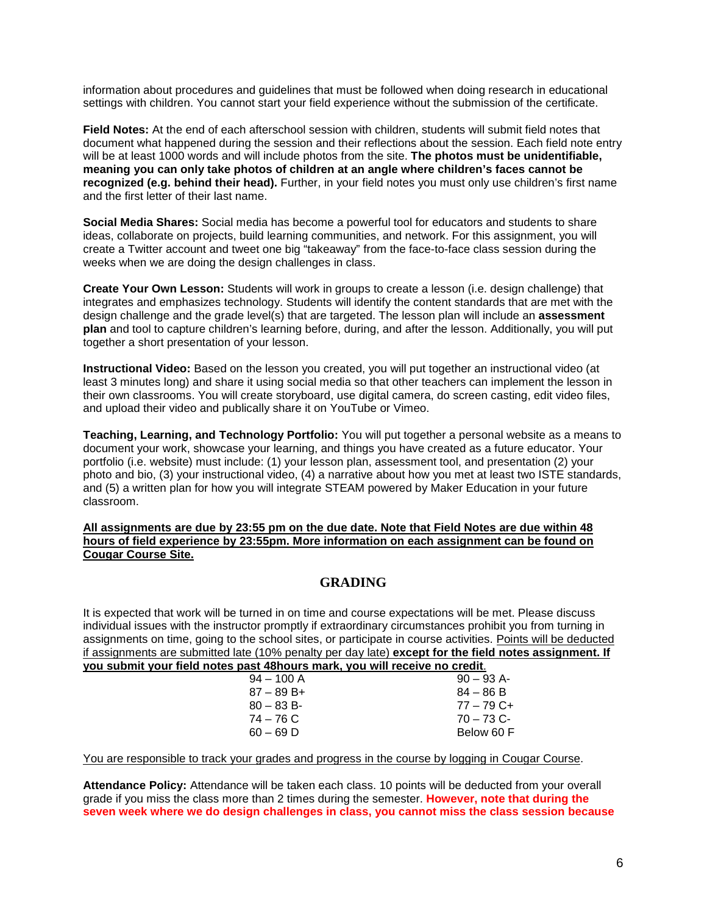information about procedures and guidelines that must be followed when doing research in educational settings with children. You cannot start your field experience without the submission of the certificate.

**Field Notes:** At the end of each afterschool session with children, students will submit field notes that document what happened during the session and their reflections about the session. Each field note entry will be at least 1000 words and will include photos from the site. **The photos must be unidentifiable, meaning you can only take photos of children at an angle where children's faces cannot be recognized (e.g. behind their head).** Further, in your field notes you must only use children's first name and the first letter of their last name.

**Social Media Shares:** Social media has become a powerful tool for educators and students to share ideas, collaborate on projects, build learning communities, and network. For this assignment, you will create a Twitter account and tweet one big "takeaway" from the face-to-face class session during the weeks when we are doing the design challenges in class.

**Create Your Own Lesson:** Students will work in groups to create a lesson (i.e. design challenge) that integrates and emphasizes technology. Students will identify the content standards that are met with the design challenge and the grade level(s) that are targeted. The lesson plan will include an **assessment plan** and tool to capture children's learning before, during, and after the lesson. Additionally, you will put together a short presentation of your lesson.

**Instructional Video:** Based on the lesson you created, you will put together an instructional video (at least 3 minutes long) and share it using social media so that other teachers can implement the lesson in their own classrooms. You will create storyboard, use digital camera, do screen casting, edit video files, and upload their video and publically share it on YouTube or Vimeo.

**Teaching, Learning, and Technology Portfolio:** You will put together a personal website as a means to document your work, showcase your learning, and things you have created as a future educator. Your portfolio (i.e. website) must include: (1) your lesson plan, assessment tool, and presentation (2) your photo and bio, (3) your instructional video, (4) a narrative about how you met at least two ISTE standards, and (5) a written plan for how you will integrate STEAM powered by Maker Education in your future classroom.

**All assignments are due by 23:55 pm on the due date. Note that Field Notes are due within 48 hours of field experience by 23:55pm. More information on each assignment can be found on Cougar Course Site.**

## GRADING

It is expected that work will be turned in on time and course expectations will be met. Please discuss individual issues with the instructor promptly if extraordinary circumstances prohibit you from turning in assignments on time, going to the school sites, or participate in course activities. Points will be deducted if assignments are submitted late (10% penalty per day late) **except for the field notes assignment. If you submit your field notes past 48hours mark, you will receive no credit**.

| | |
|---|---|
| 94 – 100 A | 90 – 93 A- |
| 87 – 89 B+ | 84 – 86 B |
| 80 – 83 B- | 77 – 79 C+ |
| 74 – 76 C | 70 – 73 C- |
| 60 – 69 D | Below 60 F |

You are responsible to track your grades and progress in the course by logging in Cougar Course.

**Attendance Policy:** Attendance will be taken each class. 10 points will be deducted from your overall grade if you miss the class more than 2 times during the semester. **However, note that during the seven week where we do design challenges in class, you cannot miss the class session because**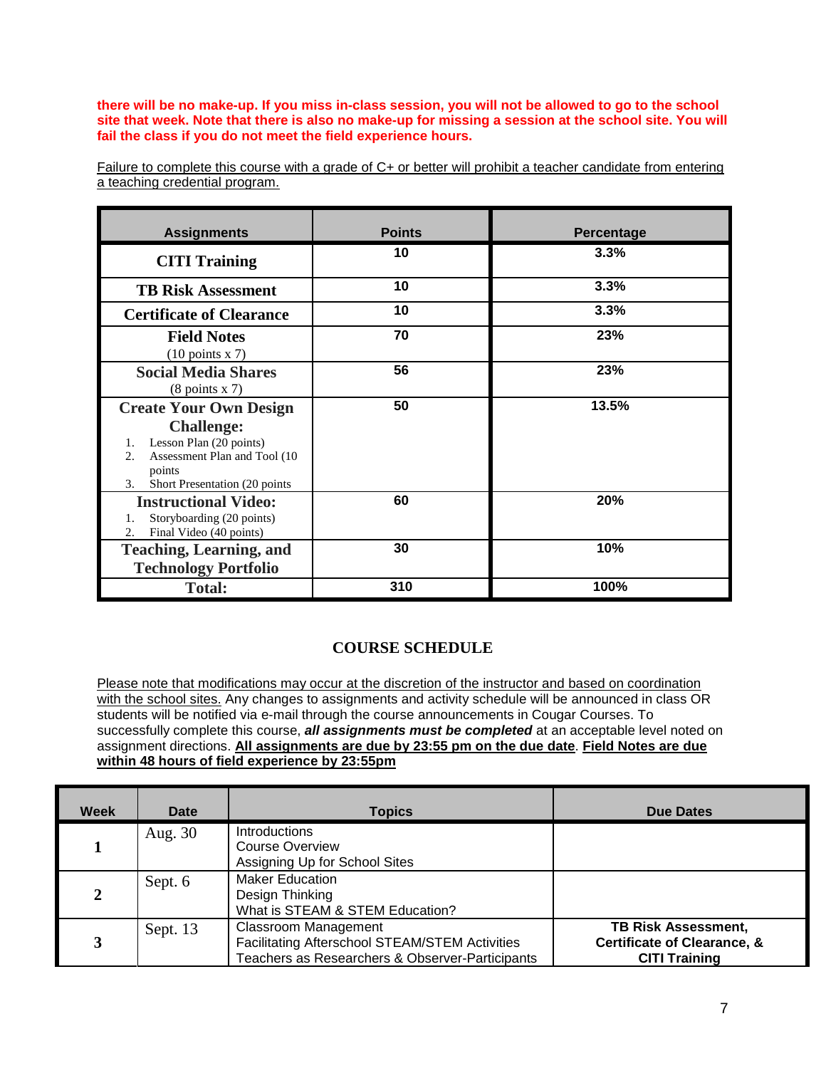**there will be no make-up. If you miss in-class session, you will not be allowed to go to the school site that week. Note that there is also no make-up for missing a session at the school site. You will fail the class if you do not meet the field experience hours.**

Failure to complete this course with a grade of C+ or better will prohibit a teacher candidate from entering a teaching credential program.

| Assignments | Points | Percentage |
|---|---|---|
| **CITI Training** | 10 | 3.3% |
| **TB Risk Assessment** | 10 | 3.3% |
| **Certificate of Clearance** | 10 | 3.3% |
| **Field Notes** (10 points x 7) | 70 | 23% |
| **Social Media Shares** (8 points x 7) | 56 | 23% |
| **Create Your Own Design Challenge:** 1. Lesson Plan (20 points) 2. Assessment Plan and Tool (10 points 3. Short Presentation (20 points | 50 | 13.5% |
| **Instructional Video:** 1. Storyboarding (20 points) 2. Final Video (40 points) | 60 | 20% |
| **Teaching, Learning, and Technology Portfolio** | 30 | 10% |
| **Total:** | 310 | 100% |

## COURSE SCHEDULE

Please note that modifications may occur at the discretion of the instructor and based on coordination with the school sites. Any changes to assignments and activity schedule will be announced in class OR students will be notified via e-mail through the course announcements in Cougar Courses. To successfully complete this course, ***all assignments must be completed*** at an acceptable level noted on assignment directions. **All assignments are due by 23:55 pm on the due date**. **Field Notes are due within 48 hours of field experience by 23:55pm**

| Week | Date | Topics | Due Dates |
|---|---|---|---|
| **1** | Aug. 30 | Introductions<br>Course Overview<br>Assigning Up for School Sites | |
| **2** | Sept. 6 | Maker Education<br>Design Thinking<br>What is STEAM & STEM Education? | |
| **3** | Sept. 13 | Classroom Management<br>Facilitating Afterschool STEAM/STEM Activities<br>Teachers as Researchers & Observer-Participants | **TB Risk Assessment, Certificate of Clearance, & CITI Training** |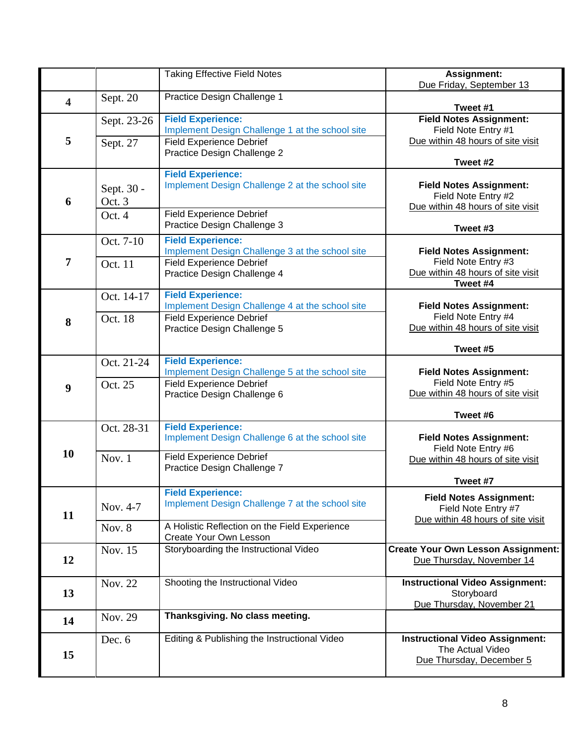| | | Taking Effective Field Notes | **Assignment:** Due Friday, September 13 |
|---|---|---|---|
| 4 | Sept. 20 | Practice Design Challenge 1 | **Tweet #1** |
| 5 | Sept. 23-26 | **Field Experience:** Implement Design Challenge 1 at the school site | **Field Notes Assignment:** Field Note Entry #1 Due within 48 hours of site visit **Tweet #2** |
| | Sept. 27 | Field Experience Debrief Practice Design Challenge 2 | |
| 6 | Sept. 30 - Oct. 3 | **Field Experience:** Implement Design Challenge 2 at the school site | **Field Notes Assignment:** Field Note Entry #2 Due within 48 hours of site visit **Tweet #3** |
| | Oct. 4 | Field Experience Debrief Practice Design Challenge 3 | |
| 7 | Oct. 7-10 | **Field Experience:** Implement Design Challenge 3 at the school site | **Field Notes Assignment:** Field Note Entry #3 Due within 48 hours of site visit **Tweet #4** |
| | Oct. 11 | Field Experience Debrief Practice Design Challenge 4 | |
| 8 | Oct. 14-17 | **Field Experience:** Implement Design Challenge 4 at the school site | **Field Notes Assignment:** Field Note Entry #4 Due within 48 hours of site visit **Tweet #5** |
| | Oct. 18 | Field Experience Debrief Practice Design Challenge 5 | |
| 9 | Oct. 21-24 | **Field Experience:** Implement Design Challenge 5 at the school site | **Field Notes Assignment:** Field Note Entry #5 Due within 48 hours of site visit **Tweet #6** |
| | Oct. 25 | Field Experience Debrief Practice Design Challenge 6 | |
| 10 | Oct. 28-31 | **Field Experience:** Implement Design Challenge 6 at the school site | **Field Notes Assignment:** Field Note Entry #6 Due within 48 hours of site visit **Tweet #7** |
| | Nov. 1 | Field Experience Debrief Practice Design Challenge 7 | |
| 11 | Nov. 4-7 | **Field Experience:** Implement Design Challenge 7 at the school site | **Field Notes Assignment:** Field Note Entry #7 Due within 48 hours of site visit |
| | Nov. 8 | A Holistic Reflection on the Field Experience Create Your Own Lesson | |
| 12 | Nov. 15 | Storyboarding the Instructional Video | **Create Your Own Lesson Assignment:** Due Thursday, November 14 |
| 13 | Nov. 22 | Shooting the Instructional Video | **Instructional Video Assignment:** Storyboard Due Thursday, November 21 |
| 14 | Nov. 29 | **Thanksgiving. No class meeting.** | |
| 15 | Dec. 6 | Editing & Publishing the Instructional Video | **Instructional Video Assignment:** The Actual Video Due Thursday, December 5 |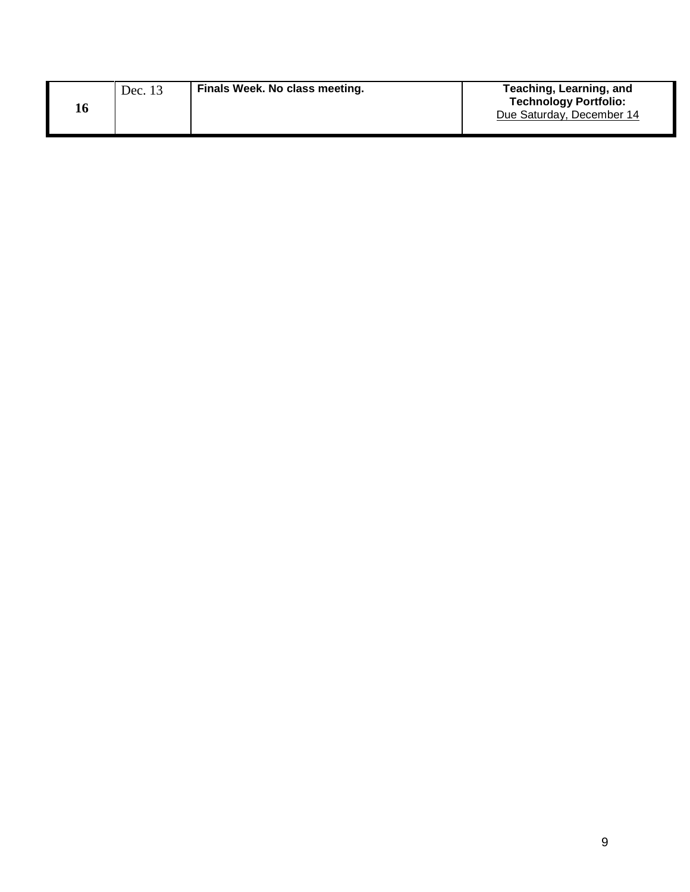| | | | |
|---|---|---|---|
| **16** | Dec. 13 | **Finals Week. No class meeting.** | **Teaching, Learning, and Technology Portfolio:** Due Saturday, December 14 |